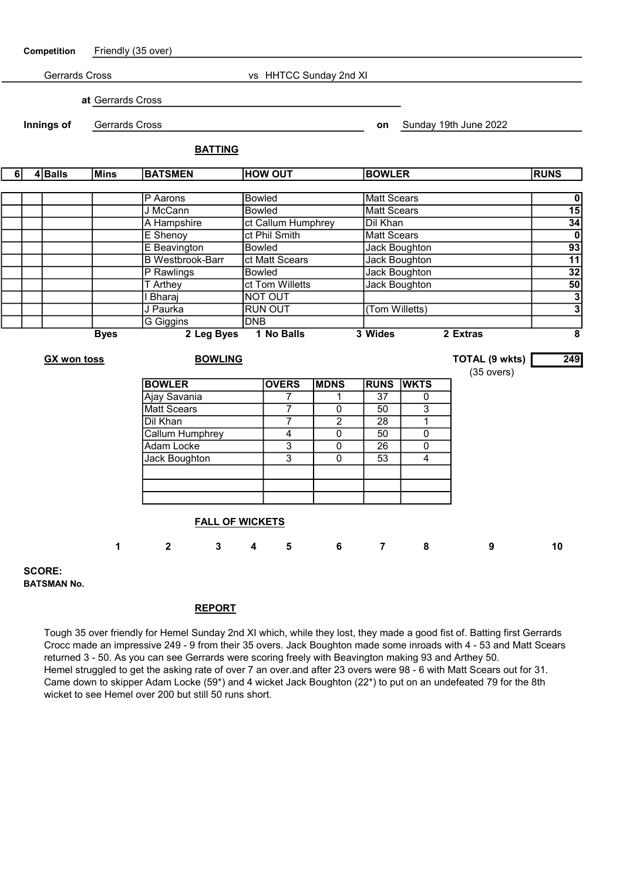**Competition** Friendly (35 over)

Gerrards Cross vs HHTCC Sunday 2nd XI

**at** Gerrards Cross

**Innings of** Gerrards Cross **on** Sunday 19th June 2022

## BATTING

| 6 | 4 | Balls | Mins | BATSMEN | HOW OUT | BOWLER | RUNS |
|---|---|---|---|---|---|---|---|
| | | | | P Aarons | Bowled | Matt Scears | 0 |
| | | | | J McCann | Bowled | Matt Scears | 15 |
| | | | | A Hampshire | ct Callum Humphrey | Dil Khan | 34 |
| | | | | E Shenoy | ct Phil Smith | Matt Scears | 0 |
| | | | | E Beavington | Bowled | Jack Boughton | 93 |
| | | | | B Westbrook-Barr | ct Matt Scears | Jack Boughton | 11 |
| | | | | P Rawlings | Bowled | Jack Boughton | 32 |
| | | | | T Arthey | ct Tom Willetts | Jack Boughton | 50 |
| | | | | I Bharaj | NOT OUT | | 3 |
| | | | | J Paurka | RUN OUT | (Tom Willetts) | 3 |
| | | | | G Giggins | DNB | | |

Byes | 2 Leg Byes | 1 No Balls | 3 Wides | 2 Extras | 8

**GX won toss**

**TOTAL (9 wkts)** 249
(35 overs)

## BOWLING

| BOWLER | OVERS | MDNS | RUNS | WKTS |
|---|---|---|---|---|
| Ajay Savania | 7 | 1 | 37 | 0 |
| Matt Scears | 7 | 0 | 50 | 3 |
| Dil Khan | 7 | 2 | 28 | 1 |
| Callum Humphrey | 4 | 0 | 50 | 0 |
| Adam Locke | 3 | 0 | 26 | 0 |
| Jack Boughton | 3 | 0 | 53 | 4 |
| | | | | |
| | | | | |
| | | | | |

## FALL OF WICKETS

| | 1 | 2 | 3 | 4 | 5 | 6 | 7 | 8 | 9 | 10 |
|---|---|---|---|---|---|---|---|---|---|---|
| **SCORE:** | | | | | | | | | | |
| **BATSMAN No.** | | | | | | | | | | |

## REPORT

Tough 35 over friendly for Hemel Sunday 2nd XI which, while they lost, they made a good fist of. Batting first Gerrards Crocc made an impressive 249 - 9 from their 35 overs. Jack Boughton made some inroads with 4 - 53 and Matt Scears returned 3 - 50. As you can see Gerrards were scoring freely with Beavington making 93 and Arthey 50.
Hemel struggled to get the asking rate of over 7 an over.and after 23 overs were 98 - 6 with Matt Scears out for 31. Came down to skipper Adam Locke (59*) and 4 wicket Jack Boughton (22*) to put on an undefeated 79 for the 8th wicket to see Hemel over 200 but still 50 runs short.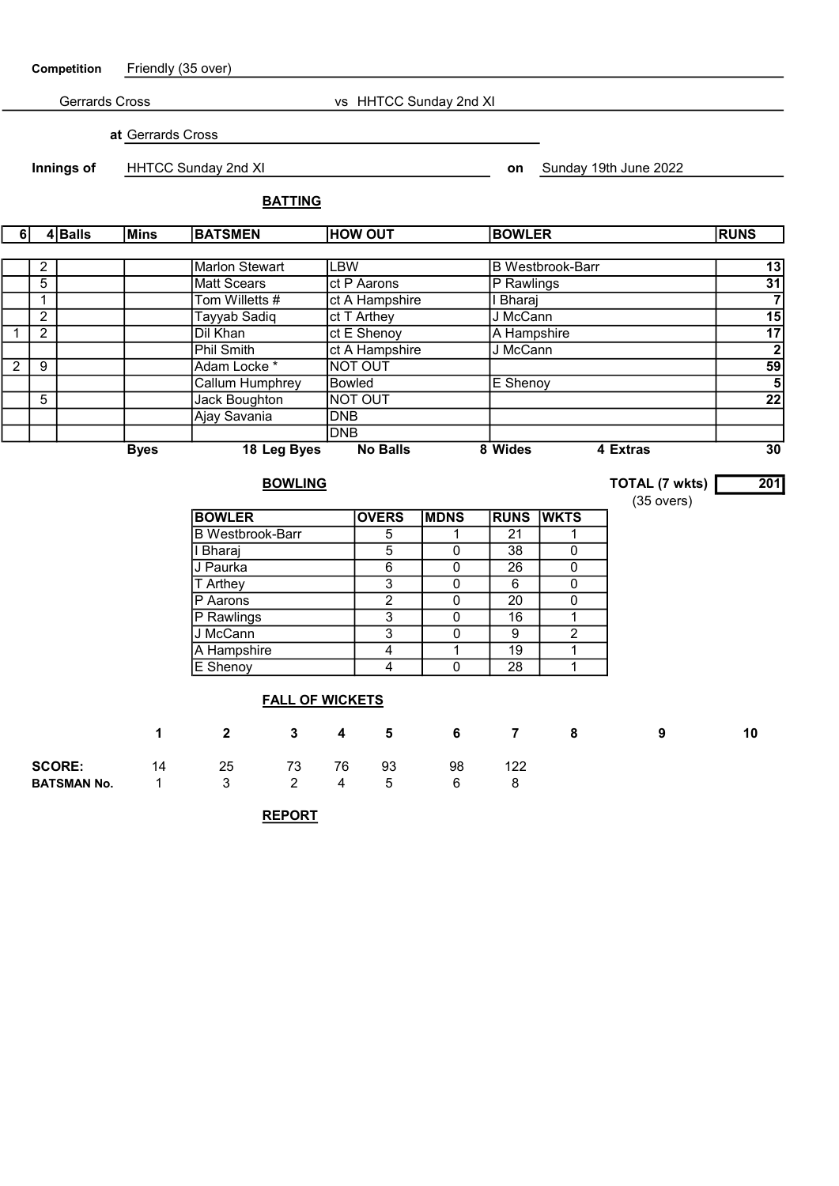**Competition** Friendly (35 over)

Gerrards Cross vs HHTCC Sunday 2nd XI

**at** Gerrards Cross

**Innings of** HHTCC Sunday 2nd XI **on** Sunday 19th June 2022

**BATTING**

| 6 | 4 | Balls | Mins | BATSMEN | HOW OUT | BOWLER | RUNS |
|---|---|---|---|---|---|---|---|
| | 2 | | | Marlon Stewart | LBW | B Westbrook-Barr | 13 |
| | 5 | | | Matt Scears | ct P Aarons | P Rawlings | 31 |
| | 1 | | | Tom Willetts # | ct A Hampshire | I Bharaj | 7 |
| | 2 | | | Tayyab Sadiq | ct T Arthey | J McCann | 15 |
| 1 | 2 | | | Dil Khan | ct E Shenoy | A Hampshire | 17 |
| | | | | Phil Smith | ct A Hampshire | J McCann | 2 |
| 2 | 9 | | | Adam Locke * | NOT OUT | | 59 |
| | | | | Callum Humphrey | Bowled | E Shenoy | 5 |
| | 5 | | | Jack Boughton | NOT OUT | | 22 |
| | | | | Ajay Savania | DNB | | |
| | | | | | DNB | | |

**Byes** 18 **Leg Byes** **No Balls** 8 **Wides** 4 **Extras** 30

**TOTAL (7 wkts)** 201 (35 overs)

**BOWLING**

| BOWLER | OVERS | MDNS | RUNS | WKTS |
|---|---|---|---|---|
| B Westbrook-Barr | 5 | 1 | 21 | 1 |
| I Bharaj | 5 | 0 | 38 | 0 |
| J Paurka | 6 | 0 | 26 | 0 |
| T Arthey | 3 | 0 | 6 | 0 |
| P Aarons | 2 | 0 | 20 | 0 |
| P Rawlings | 3 | 0 | 16 | 1 |
| J McCann | 3 | 0 | 9 | 2 |
| A Hampshire | 4 | 1 | 19 | 1 |
| E Shenoy | 4 | 0 | 28 | 1 |

**FALL OF WICKETS**

| | 1 | 2 | 3 | 4 | 5 | 6 | 7 | 8 | 9 | 10 |
|---|---|---|---|---|---|---|---|---|---|---|
| **SCORE:** | 14 | 25 | 73 | 76 | 93 | 98 | 122 | | | |
| **BATSMAN No.** | 1 | 3 | 2 | 4 | 5 | 6 | 8 | | | |

**REPORT**